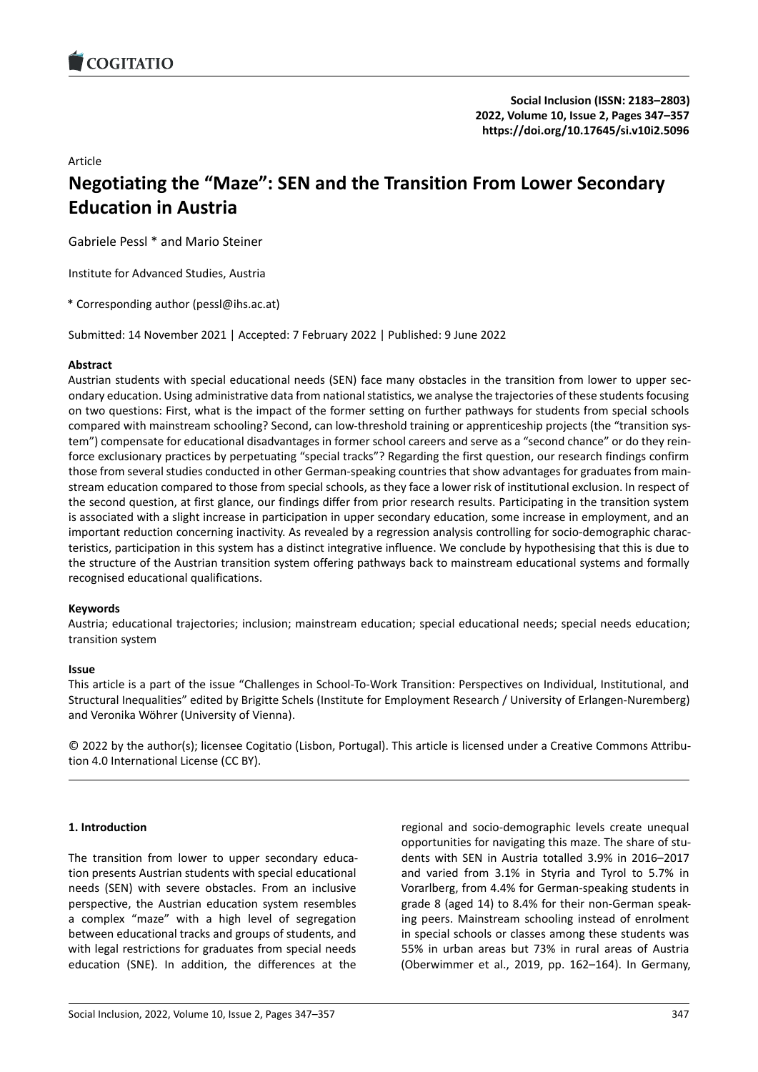Article

# Negotiating the "Maze": SEN and the Transition From Lower Secondary Education in Austria

Gabriele Pessl * and Mario Steiner

Institute for Advanced Studies, Austria

\* Corresponding author (pessl@ihs.ac.at)

Submitted: 14 November 2021 | Accepted: 7 February 2022 | Published: 9 June 2022

### Abstract

Austrian students with special educational needs (SEN) face many obstacles in the transition from lower to upper secondary education. Using administrative data from national statistics, we analyse the trajectories of these students focusing on two questions: First, what is the impact of the former setting on further pathways for students from special schools compared with mainstream schooling? Second, can low-threshold training or apprenticeship projects (the "transition system") compensate for educational disadvantages in former school careers and serve as a "second chance" or do they reinforce exclusionary practices by perpetuating "special tracks"? Regarding the first question, our research findings confirm those from several studies conducted in other German-speaking countries that show advantages for graduates from mainstream education compared to those from special schools, as they face a lower risk of institutional exclusion. In respect of the second question, at first glance, our findings differ from prior research results. Participating in the transition system is associated with a slight increase in participation in upper secondary education, some increase in employment, and an important reduction concerning inactivity. As revealed by a regression analysis controlling for socio-demographic characteristics, participation in this system has a distinct integrative influence. We conclude by hypothesising that this is due to the structure of the Austrian transition system offering pathways back to mainstream educational systems and formally recognised educational qualifications.

### Keywords

Austria; educational trajectories; inclusion; mainstream education; special educational needs; special needs education; transition system

### Issue

This article is a part of the issue "Challenges in School-To-Work Transition: Perspectives on Individual, Institutional, and Structural Inequalities" edited by Brigitte Schels (Institute for Employment Research / University of Erlangen-Nuremberg) and Veronika Wöhrer (University of Vienna).

© 2022 by the author(s); licensee Cogitatio (Lisbon, Portugal). This article is licensed under a Creative Commons Attribution 4.0 International License (CC BY).

## 1. Introduction

The transition from lower to upper secondary education presents Austrian students with special educational needs (SEN) with severe obstacles. From an inclusive perspective, the Austrian education system resembles a complex "maze" with a high level of segregation between educational tracks and groups of students, and with legal restrictions for graduates from special needs education (SNE). In addition, the differences at the regional and socio-demographic levels create unequal opportunities for navigating this maze. The share of students with SEN in Austria totalled 3.9% in 2016–2017 and varied from 3.1% in Styria and Tyrol to 5.7% in Vorarlberg, from 4.4% for German-speaking students in grade 8 (aged 14) to 8.4% for their non-German speaking peers. Mainstream schooling instead of enrolment in special schools or classes among these students was 55% in urban areas but 73% in rural areas of Austria (Oberwimmer et al., 2019, pp. 162–164). In Germany,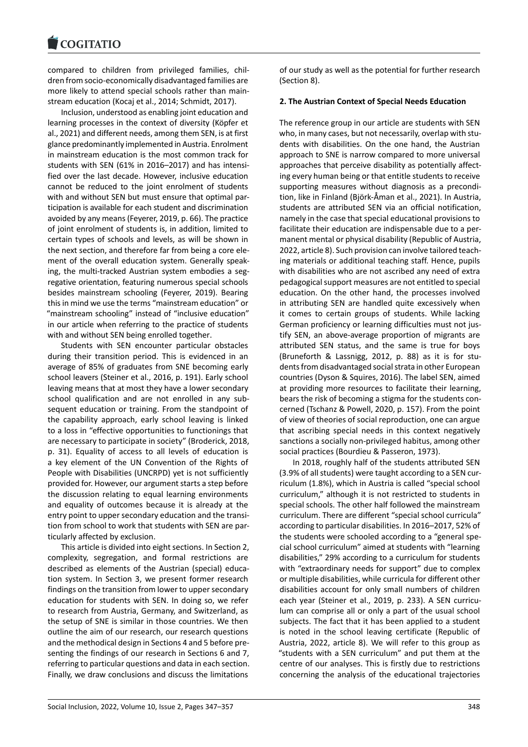compared to children from privileged families, children from socio-economically disadvantaged families are more likely to attend special schools rather than mainstream education (Kocaj et al., 2014; Schmidt, 2017).

Inclusion, understood as enabling joint education and learning processes in the context of diversity (Köpfer et al., 2021) and different needs, among them SEN, is at first glance predominantly implemented in Austria. Enrolment in mainstream education is the most common track for students with SEN (61% in 2016–2017) and has intensified over the last decade. However, inclusive education cannot be reduced to the joint enrolment of students with and without SEN but must ensure that optimal participation is available for each student and discrimination avoided by any means (Feyerer, 2019, p. 66). The practice of joint enrolment of students is, in addition, limited to certain types of schools and levels, as will be shown in the next section, and therefore far from being a core element of the overall education system. Generally speaking, the multi-tracked Austrian system embodies a segregative orientation, featuring numerous special schools besides mainstream schooling (Feyerer, 2019). Bearing this in mind we use the terms "mainstream education" or "mainstream schooling" instead of "inclusive education" in our article when referring to the practice of students with and without SEN being enrolled together.

Students with SEN encounter particular obstacles during their transition period. This is evidenced in an average of 85% of graduates from SNE becoming early school leavers (Steiner et al., 2016, p. 191). Early school leaving means that at most they have a lower secondary school qualification and are not enrolled in any subsequent education or training. From the standpoint of the capability approach, early school leaving is linked to a loss in "effective opportunities to functionings that are necessary to participate in society" (Broderick, 2018, p. 31). Equality of access to all levels of education is a key element of the UN Convention of the Rights of People with Disabilities (UNCRPD) yet is not sufficiently provided for. However, our argument starts a step before the discussion relating to equal learning environments and equality of outcomes because it is already at the entry point to upper secondary education and the transition from school to work that students with SEN are particularly affected by exclusion.

This article is divided into eight sections. In Section 2, complexity, segregation, and formal restrictions are described as elements of the Austrian (special) education system. In Section 3, we present former research findings on the transition from lower to upper secondary education for students with SEN. In doing so, we refer to research from Austria, Germany, and Switzerland, as the setup of SNE is similar in those countries. We then outline the aim of our research, our research questions and the methodical design in Sections 4 and 5 before presenting the findings of our research in Sections 6 and 7, referring to particular questions and data in each section. Finally, we draw conclusions and discuss the limitations of our study as well as the potential for further research (Section 8).

## 2. The Austrian Context of Special Needs Education

The reference group in our article are students with SEN who, in many cases, but not necessarily, overlap with students with disabilities. On the one hand, the Austrian approach to SNE is narrow compared to more universal approaches that perceive disability as potentially affecting every human being or that entitle students to receive supporting measures without diagnosis as a precondition, like in Finland (Björk-Åman et al., 2021). In Austria, students are attributed SEN via an official notification, namely in the case that special educational provisions to facilitate their education are indispensable due to a permanent mental or physical disability (Republic of Austria, 2022, article 8). Such provision can involve tailored teaching materials or additional teaching staff. Hence, pupils with disabilities who are not ascribed any need of extra pedagogical support measures are not entitled to special education. On the other hand, the processes involved in attributing SEN are handled quite excessively when it comes to certain groups of students. While lacking German proficiency or learning difficulties must not justify SEN, an above-average proportion of migrants are attributed SEN status, and the same is true for boys (Bruneforth & Lassnigg, 2012, p. 88) as it is for students from disadvantaged social strata in other European countries (Dyson & Squires, 2016). The label SEN, aimed at providing more resources to facilitate their learning, bears the risk of becoming a stigma for the students concerned (Tschanz & Powell, 2020, p. 157). From the point of view of theories of social reproduction, one can argue that ascribing special needs in this context negatively sanctions a socially non-privileged habitus, among other social practices (Bourdieu & Passeron, 1973).

In 2018, roughly half of the students attributed SEN (3.9% of all students) were taught according to a SEN curriculum (1.8%), which in Austria is called "special school curriculum," although it is not restricted to students in special schools. The other half followed the mainstream curriculum. There are different "special school curricula" according to particular disabilities. In 2016–2017, 52% of the students were schooled according to a "general special school curriculum" aimed at students with "learning disabilities," 29% according to a curriculum for students with "extraordinary needs for support" due to complex or multiple disabilities, while curricula for different other disabilities account for only small numbers of children each year (Steiner et al., 2019, p. 233). A SEN curriculum can comprise all or only a part of the usual school subjects. The fact that it has been applied to a student is noted in the school leaving certificate (Republic of Austria, 2022, article 8). We will refer to this group as "students with a SEN curriculum" and put them at the centre of our analyses. This is firstly due to restrictions concerning the analysis of the educational trajectories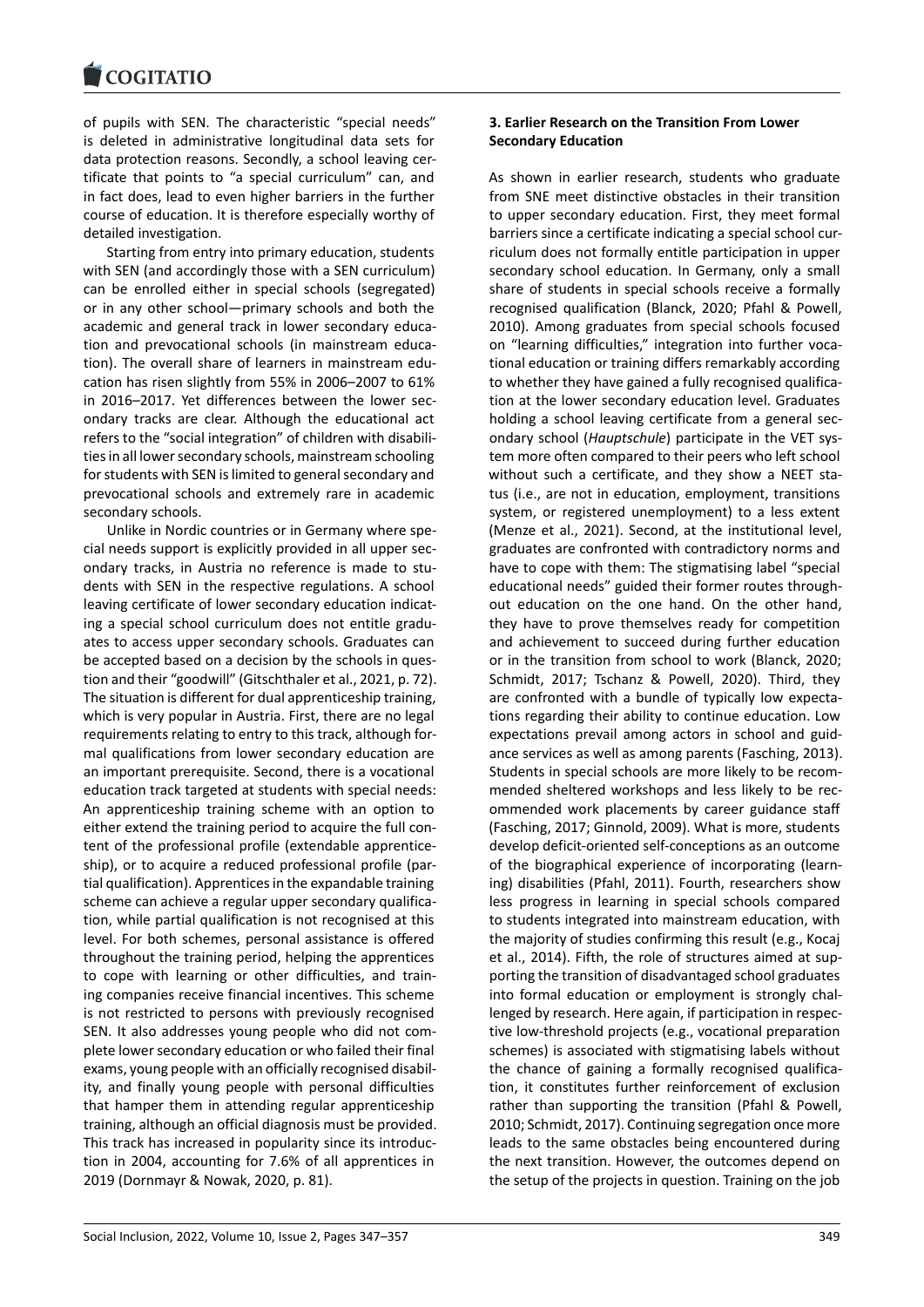of pupils with SEN. The characteristic "special needs" is deleted in administrative longitudinal data sets for data protection reasons. Secondly, a school leaving certificate that points to "a special curriculum" can, and in fact does, lead to even higher barriers in the further course of education. It is therefore especially worthy of detailed investigation.

Starting from entry into primary education, students with SEN (and accordingly those with a SEN curriculum) can be enrolled either in special schools (segregated) or in any other school—primary schools and both the academic and general track in lower secondary education and prevocational schools (in mainstream education). The overall share of learners in mainstream education has risen slightly from 55% in 2006–2007 to 61% in 2016–2017. Yet differences between the lower secondary tracks are clear. Although the educational act refers to the "social integration" of children with disabilities in all lower secondary schools, mainstream schooling for students with SEN is limited to general secondary and prevocational schools and extremely rare in academic secondary schools.

Unlike in Nordic countries or in Germany where special needs support is explicitly provided in all upper secondary tracks, in Austria no reference is made to students with SEN in the respective regulations. A school leaving certificate of lower secondary education indicating a special school curriculum does not entitle graduates to access upper secondary schools. Graduates can be accepted based on a decision by the schools in question and their "goodwill" (Gitschthaler et al., 2021, p. 72). The situation is different for dual apprenticeship training, which is very popular in Austria. First, there are no legal requirements relating to entry to this track, although formal qualifications from lower secondary education are an important prerequisite. Second, there is a vocational education track targeted at students with special needs: An apprenticeship training scheme with an option to either extend the training period to acquire the full content of the professional profile (extendable apprenticeship), or to acquire a reduced professional profile (partial qualification). Apprentices in the expandable training scheme can achieve a regular upper secondary qualification, while partial qualification is not recognised at this level. For both schemes, personal assistance is offered throughout the training period, helping the apprentices to cope with learning or other difficulties, and training companies receive financial incentives. This scheme is not restricted to persons with previously recognised SEN. It also addresses young people who did not complete lower secondary education or who failed their final exams, young people with an officially recognised disability, and finally young people with personal difficulties that hamper them in attending regular apprenticeship training, although an official diagnosis must be provided. This track has increased in popularity since its introduction in 2004, accounting for 7.6% of all apprentices in 2019 (Dornmayr & Nowak, 2020, p. 81).

## 3. Earlier Research on the Transition From Lower Secondary Education

As shown in earlier research, students who graduate from SNE meet distinctive obstacles in their transition to upper secondary education. First, they meet formal barriers since a certificate indicating a special school curriculum does not formally entitle participation in upper secondary school education. In Germany, only a small share of students in special schools receive a formally recognised qualification (Blanck, 2020; Pfahl & Powell, 2010). Among graduates from special schools focused on "learning difficulties," integration into further vocational education or training differs remarkably according to whether they have gained a fully recognised qualification at the lower secondary education level. Graduates holding a school leaving certificate from a general secondary school (*Hauptschule*) participate in the VET system more often compared to their peers who left school without such a certificate, and they show a NEET status (i.e., are not in education, employment, transitions system, or registered unemployment) to a less extent (Menze et al., 2021). Second, at the institutional level, graduates are confronted with contradictory norms and have to cope with them: The stigmatising label "special educational needs" guided their former routes throughout education on the one hand. On the other hand, they have to prove themselves ready for competition and achievement to succeed during further education or in the transition from school to work (Blanck, 2020; Schmidt, 2017; Tschanz & Powell, 2020). Third, they are confronted with a bundle of typically low expectations regarding their ability to continue education. Low expectations prevail among actors in school and guidance services as well as among parents (Fasching, 2013). Students in special schools are more likely to be recommended sheltered workshops and less likely to be recommended work placements by career guidance staff (Fasching, 2017; Ginnold, 2009). What is more, students develop deficit-oriented self-conceptions as an outcome of the biographical experience of incorporating (learning) disabilities (Pfahl, 2011). Fourth, researchers show less progress in learning in special schools compared to students integrated into mainstream education, with the majority of studies confirming this result (e.g., Kocaj et al., 2014). Fifth, the role of structures aimed at supporting the transition of disadvantaged school graduates into formal education or employment is strongly challenged by research. Here again, if participation in respective low-threshold projects (e.g., vocational preparation schemes) is associated with stigmatising labels without the chance of gaining a formally recognised qualification, it constitutes further reinforcement of exclusion rather than supporting the transition (Pfahl & Powell, 2010; Schmidt, 2017). Continuing segregation once more leads to the same obstacles being encountered during the next transition. However, the outcomes depend on the setup of the projects in question. Training on the job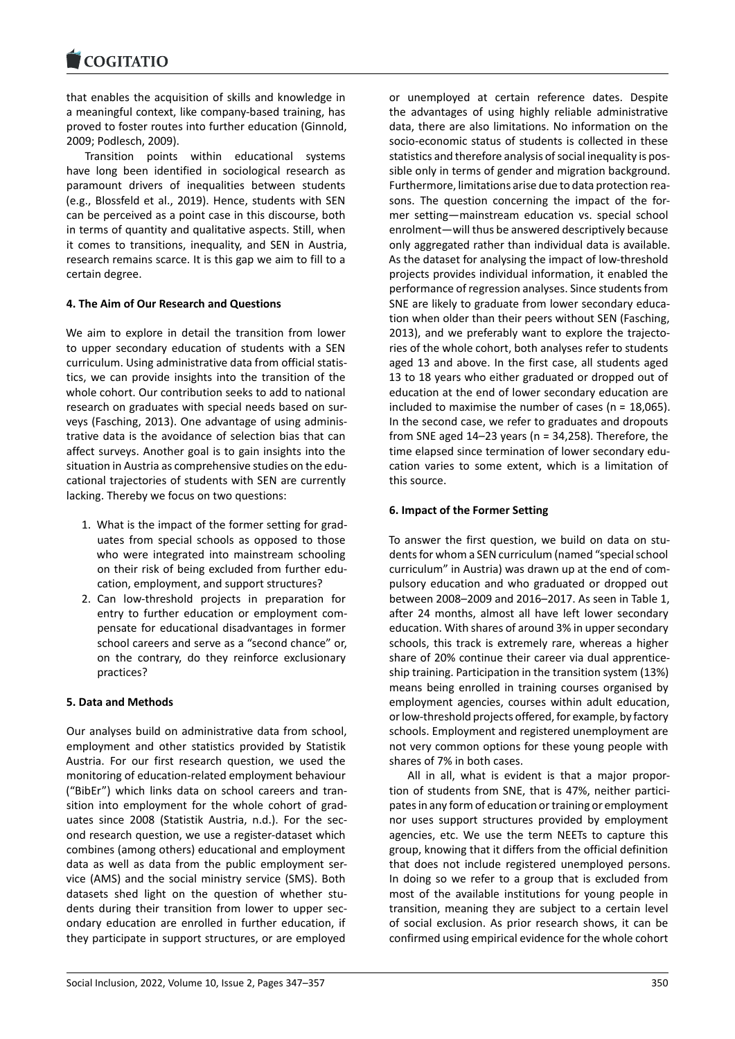that enables the acquisition of skills and knowledge in a meaningful context, like company-based training, has proved to foster routes into further education (Ginnold, 2009; Podlesch, 2009).

Transition points within educational systems have long been identified in sociological research as paramount drivers of inequalities between students (e.g., Blossfeld et al., 2019). Hence, students with SEN can be perceived as a point case in this discourse, both in terms of quantity and qualitative aspects. Still, when it comes to transitions, inequality, and SEN in Austria, research remains scarce. It is this gap we aim to fill to a certain degree.

## 4. The Aim of Our Research and Questions

We aim to explore in detail the transition from lower to upper secondary education of students with a SEN curriculum. Using administrative data from official statistics, we can provide insights into the transition of the whole cohort. Our contribution seeks to add to national research on graduates with special needs based on surveys (Fasching, 2013). One advantage of using administrative data is the avoidance of selection bias that can affect surveys. Another goal is to gain insights into the situation in Austria as comprehensive studies on the educational trajectories of students with SEN are currently lacking. Thereby we focus on two questions:

1. What is the impact of the former setting for graduates from special schools as opposed to those who were integrated into mainstream schooling on their risk of being excluded from further education, employment, and support structures?
2. Can low-threshold projects in preparation for entry to further education or employment compensate for educational disadvantages in former school careers and serve as a "second chance" or, on the contrary, do they reinforce exclusionary practices?

## 5. Data and Methods

Our analyses build on administrative data from school, employment and other statistics provided by Statistik Austria. For our first research question, we used the monitoring of education-related employment behaviour ("BibEr") which links data on school careers and transition into employment for the whole cohort of graduates since 2008 (Statistik Austria, n.d.). For the second research question, we use a register-dataset which combines (among others) educational and employment data as well as data from the public employment service (AMS) and the social ministry service (SMS). Both datasets shed light on the question of whether students during their transition from lower to upper secondary education are enrolled in further education, if they participate in support structures, or are employed or unemployed at certain reference dates. Despite the advantages of using highly reliable administrative data, there are also limitations. No information on the socio-economic status of students is collected in these statistics and therefore analysis of social inequality is possible only in terms of gender and migration background. Furthermore, limitations arise due to data protection reasons. The question concerning the impact of the former setting—mainstream education vs. special school enrolment—will thus be answered descriptively because only aggregated rather than individual data is available. As the dataset for analysing the impact of low-threshold projects provides individual information, it enabled the performance of regression analyses. Since students from SNE are likely to graduate from lower secondary education when older than their peers without SEN (Fasching, 2013), and we preferably want to explore the trajectories of the whole cohort, both analyses refer to students aged 13 and above. In the first case, all students aged 13 to 18 years who either graduated or dropped out of education at the end of lower secondary education are included to maximise the number of cases (n = 18,065). In the second case, we refer to graduates and dropouts from SNE aged 14–23 years (n = 34,258). Therefore, the time elapsed since termination of lower secondary education varies to some extent, which is a limitation of this source.

## 6. Impact of the Former Setting

To answer the first question, we build on data on students for whom a SEN curriculum (named "special school curriculum" in Austria) was drawn up at the end of compulsory education and who graduated or dropped out between 2008–2009 and 2016–2017. As seen in Table 1, after 24 months, almost all have left lower secondary education. With shares of around 3% in upper secondary schools, this track is extremely rare, whereas a higher share of 20% continue their career via dual apprenticeship training. Participation in the transition system (13%) means being enrolled in training courses organised by employment agencies, courses within adult education, or low-threshold projects offered, for example, by factory schools. Employment and registered unemployment are not very common options for these young people with shares of 7% in both cases.

All in all, what is evident is that a major proportion of students from SNE, that is 47%, neither participates in any form of education or training or employment nor uses support structures provided by employment agencies, etc. We use the term NEETs to capture this group, knowing that it differs from the official definition that does not include registered unemployed persons. In doing so we refer to a group that is excluded from most of the available institutions for young people in transition, meaning they are subject to a certain level of social exclusion. As prior research shows, it can be confirmed using empirical evidence for the whole cohort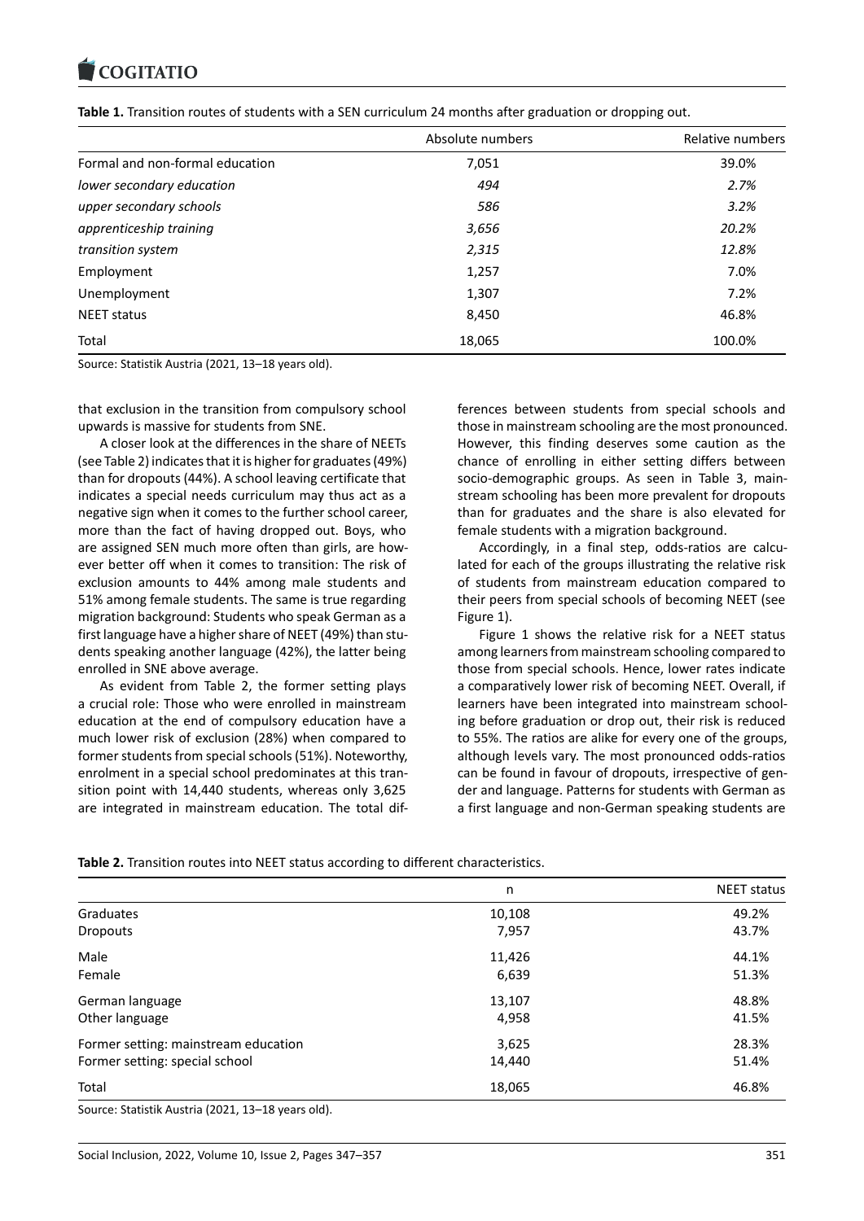**Table 1.** Transition routes of students with a SEN curriculum 24 months after graduation or dropping out.

| | Absolute numbers | Relative numbers |
|---|---|---|
| Formal and non-formal education | 7,051 | 39.0% |
| *lower secondary education* | *494* | *2.7%* |
| *upper secondary schools* | *586* | *3.2%* |
| *apprenticeship training* | *3,656* | *20.2%* |
| *transition system* | *2,315* | *12.8%* |
| Employment | 1,257 | 7.0% |
| Unemployment | 1,307 | 7.2% |
| NEET status | 8,450 | 46.8% |
| Total | 18,065 | 100.0% |

Source: Statistik Austria (2021, 13–18 years old).

that exclusion in the transition from compulsory school upwards is massive for students from SNE.

A closer look at the differences in the share of NEETs (see Table 2) indicates that it is higher for graduates (49%) than for dropouts (44%). A school leaving certificate that indicates a special needs curriculum may thus act as a negative sign when it comes to the further school career, more than the fact of having dropped out. Boys, who are assigned SEN much more often than girls, are however better off when it comes to transition: The risk of exclusion amounts to 44% among male students and 51% among female students. The same is true regarding migration background: Students who speak German as a first language have a higher share of NEET (49%) than students speaking another language (42%), the latter being enrolled in SNE above average.

As evident from Table 2, the former setting plays a crucial role: Those who were enrolled in mainstream education at the end of compulsory education have a much lower risk of exclusion (28%) when compared to former students from special schools (51%). Noteworthy, enrolment in a special school predominates at this transition point with 14,440 students, whereas only 3,625 are integrated in mainstream education. The total differences between students from special schools and those in mainstream schooling are the most pronounced. However, this finding deserves some caution as the chance of enrolling in either setting differs between socio-demographic groups. As seen in Table 3, mainstream schooling has been more prevalent for dropouts than for graduates and the share is also elevated for female students with a migration background.

Accordingly, in a final step, odds-ratios are calculated for each of the groups illustrating the relative risk of students from mainstream education compared to their peers from special schools of becoming NEET (see Figure 1).

Figure 1 shows the relative risk for a NEET status among learners from mainstream schooling compared to those from special schools. Hence, lower rates indicate a comparatively lower risk of becoming NEET. Overall, if learners have been integrated into mainstream schooling before graduation or drop out, their risk is reduced to 55%. The ratios are alike for every one of the groups, although levels vary. The most pronounced odds-ratios can be found in favour of dropouts, irrespective of gender and language. Patterns for students with German as a first language and non-German speaking students are

**Table 2.** Transition routes into NEET status according to different characteristics.

| | n | NEET status |
|---|---|---|
| Graduates | 10,108 | 49.2% |
| Dropouts | 7,957 | 43.7% |
| Male | 11,426 | 44.1% |
| Female | 6,639 | 51.3% |
| German language | 13,107 | 48.8% |
| Other language | 4,958 | 41.5% |
| Former setting: mainstream education | 3,625 | 28.3% |
| Former setting: special school | 14,440 | 51.4% |
| Total | 18,065 | 46.8% |

Source: Statistik Austria (2021, 13–18 years old).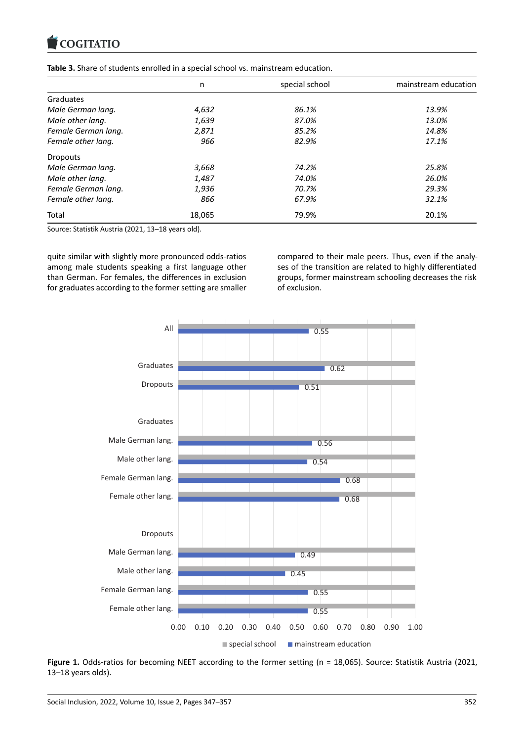**Table 3.** Share of students enrolled in a special school vs. mainstream education.

| | n | special school | mainstream education |
|---|---|---|---|
| Graduates | | | |
| *Male German lang.* | *4,632* | *86.1%* | *13.9%* |
| *Male other lang.* | *1,639* | *87.0%* | *13.0%* |
| *Female German lang.* | *2,871* | *85.2%* | *14.8%* |
| *Female other lang.* | *966* | *82.9%* | *17.1%* |
| Dropouts | | | |
| *Male German lang.* | *3,668* | *74.2%* | *25.8%* |
| *Male other lang.* | *1,487* | *74.0%* | *26.0%* |
| *Female German lang.* | *1,936* | *70.7%* | *29.3%* |
| *Female other lang.* | *866* | *67.9%* | *32.1%* |
| Total | 18,065 | 79.9% | 20.1% |

Source: Statistik Austria (2021, 13–18 years old).

quite similar with slightly more pronounced odds-ratios among male students speaking a first language other than German. For females, the differences in exclusion for graduates according to the former setting are smaller compared to their male peers. Thus, even if the analyses of the transition are related to highly differentiated groups, former mainstream schooling decreases the risk of exclusion.

All
0.55
Graduates
0.62
Dropouts
0.51
Graduates
Male German lang.
0.56
Male other lang.
0.54
Female German lang.
0.68
Female other lang.
0.68
Dropouts
Male German lang.
0.49
Male other lang.
0.45
Female German lang.
0.55
Female other lang.
0.55
0.00 0.10 0.20 0.30 0.40 0.50 0.60 0.70 0.80 0.90 1.00
special school
mainstream education

**Figure 1.** Odds-ratios for becoming NEET according to the former setting (n = 18,065). Source: Statistik Austria (2021, 13–18 years olds).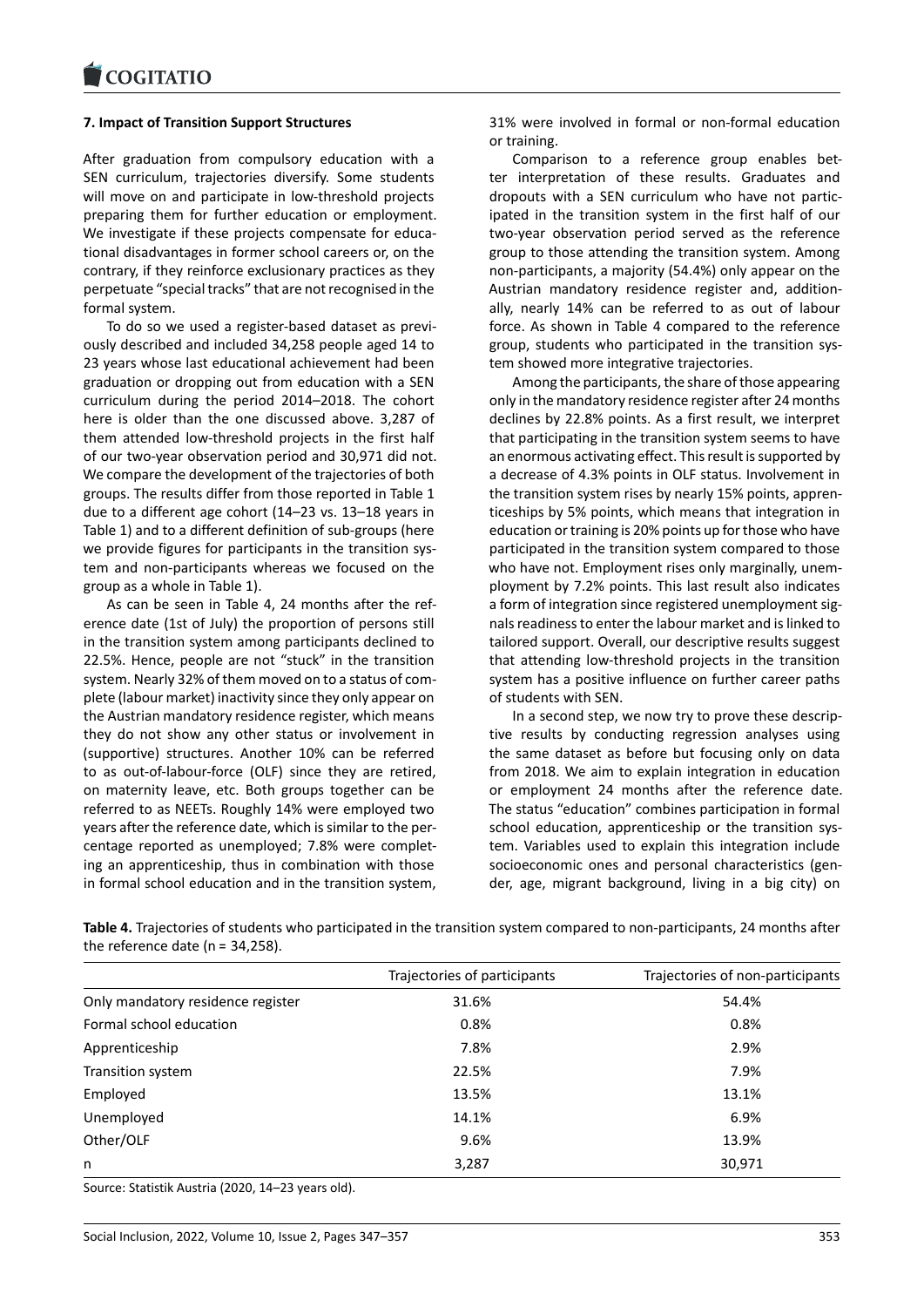### 7. Impact of Transition Support Structures

After graduation from compulsory education with a SEN curriculum, trajectories diversify. Some students will move on and participate in low-threshold projects preparing them for further education or employment. We investigate if these projects compensate for educational disadvantages in former school careers or, on the contrary, if they reinforce exclusionary practices as they perpetuate "special tracks" that are not recognised in the formal system.

To do so we used a register-based dataset as previously described and included 34,258 people aged 14 to 23 years whose last educational achievement had been graduation or dropping out from education with a SEN curriculum during the period 2014–2018. The cohort here is older than the one discussed above. 3,287 of them attended low-threshold projects in the first half of our two-year observation period and 30,971 did not. We compare the development of the trajectories of both groups. The results differ from those reported in Table 1 due to a different age cohort (14–23 vs. 13–18 years in Table 1) and to a different definition of sub-groups (here we provide figures for participants in the transition system and non-participants whereas we focused on the group as a whole in Table 1).

As can be seen in Table 4, 24 months after the reference date (1st of July) the proportion of persons still in the transition system among participants declined to 22.5%. Hence, people are not "stuck" in the transition system. Nearly 32% of them moved on to a status of complete (labour market) inactivity since they only appear on the Austrian mandatory residence register, which means they do not show any other status or involvement in (supportive) structures. Another 10% can be referred to as out-of-labour-force (OLF) since they are retired, on maternity leave, etc. Both groups together can be referred to as NEETs. Roughly 14% were employed two years after the reference date, which is similar to the percentage reported as unemployed; 7.8% were completing an apprenticeship, thus in combination with those in formal school education and in the transition system, 31% were involved in formal or non-formal education or training.

Comparison to a reference group enables better interpretation of these results. Graduates and dropouts with a SEN curriculum who have not participated in the transition system in the first half of our two-year observation period served as the reference group to those attending the transition system. Among non-participants, a majority (54.4%) only appear on the Austrian mandatory residence register and, additionally, nearly 14% can be referred to as out of labour force. As shown in Table 4 compared to the reference group, students who participated in the transition system showed more integrative trajectories.

Among the participants, the share of those appearing only in the mandatory residence register after 24 months declines by 22.8% points. As a first result, we interpret that participating in the transition system seems to have an enormous activating effect. This result is supported by a decrease of 4.3% points in OLF status. Involvement in the transition system rises by nearly 15% points, apprenticeships by 5% points, which means that integration in education or training is 20% points up for those who have participated in the transition system compared to those who have not. Employment rises only marginally, unemployment by 7.2% points. This last result also indicates a form of integration since registered unemployment signals readiness to enter the labour market and is linked to tailored support. Overall, our descriptive results suggest that attending low-threshold projects in the transition system has a positive influence on further career paths of students with SEN.

In a second step, we now try to prove these descriptive results by conducting regression analyses using the same dataset as before but focusing only on data from 2018. We aim to explain integration in education or employment 24 months after the reference date. The status "education" combines participation in formal school education, apprenticeship or the transition system. Variables used to explain this integration include socioeconomic ones and personal characteristics (gender, age, migrant background, living in a big city) on

**Table 4.** Trajectories of students who participated in the transition system compared to non-participants, 24 months after the reference date (n = 34,258).

| | Trajectories of participants | Trajectories of non-participants |
|---|---|---|
| Only mandatory residence register | 31.6% | 54.4% |
| Formal school education | 0.8% | 0.8% |
| Apprenticeship | 7.8% | 2.9% |
| Transition system | 22.5% | 7.9% |
| Employed | 13.5% | 13.1% |
| Unemployed | 14.1% | 6.9% |
| Other/OLF | 9.6% | 13.9% |
| n | 3,287 | 30,971 |

Source: Statistik Austria (2020, 14–23 years old).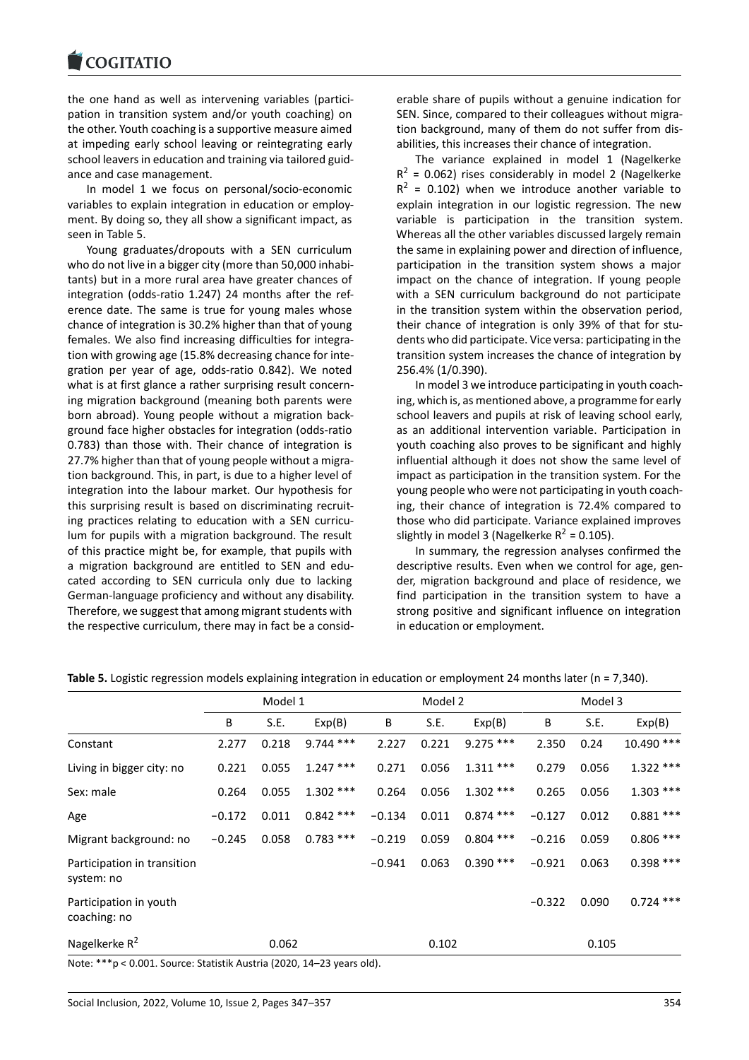the one hand as well as intervening variables (participation in transition system and/or youth coaching) on the other. Youth coaching is a supportive measure aimed at impeding early school leaving or reintegrating early school leavers in education and training via tailored guidance and case management.

In model 1 we focus on personal/socio-economic variables to explain integration in education or employment. By doing so, they all show a significant impact, as seen in Table 5.

Young graduates/dropouts with a SEN curriculum who do not live in a bigger city (more than 50,000 inhabitants) but in a more rural area have greater chances of integration (odds-ratio 1.247) 24 months after the reference date. The same is true for young males whose chance of integration is 30.2% higher than that of young females. We also find increasing difficulties for integration with growing age (15.8% decreasing chance for integration per year of age, odds-ratio 0.842). We noted what is at first glance a rather surprising result concerning migration background (meaning both parents were born abroad). Young people without a migration background face higher obstacles for integration (odds-ratio 0.783) than those with. Their chance of integration is 27.7% higher than that of young people without a migration background. This, in part, is due to a higher level of integration into the labour market. Our hypothesis for this surprising result is based on discriminating recruiting practices relating to education with a SEN curriculum for pupils with a migration background. The result of this practice might be, for example, that pupils with a migration background are entitled to SEN and educated according to SEN curricula only due to lacking German-language proficiency and without any disability. Therefore, we suggest that among migrant students with the respective curriculum, there may in fact be a considerable share of pupils without a genuine indication for SEN. Since, compared to their colleagues without migration background, many of them do not suffer from disabilities, this increases their chance of integration.

The variance explained in model 1 (Nagelkerke $R^2$ = 0.062) rises considerably in model 2 (Nagelkerke $R^2$ = 0.102) when we introduce another variable to explain integration in our logistic regression. The new variable is participation in the transition system. Whereas all the other variables discussed largely remain the same in explaining power and direction of influence, participation in the transition system shows a major impact on the chance of integration. If young people with a SEN curriculum background do not participate in the transition system within the observation period, their chance of integration is only 39% of that for students who did participate. Vice versa: participating in the transition system increases the chance of integration by 256.4% (1/0.390).

In model 3 we introduce participating in youth coaching, which is, as mentioned above, a programme for early school leavers and pupils at risk of leaving school early, as an additional intervention variable. Participation in youth coaching also proves to be significant and highly influential although it does not show the same level of impact as participation in the transition system. For the young people who were not participating in youth coaching, their chance of integration is 72.4% compared to those who did participate. Variance explained improves slightly in model 3 (Nagelkerke $R^2$ = 0.105).

In summary, the regression analyses confirmed the descriptive results. Even when we control for age, gender, migration background and place of residence, we find participation in the transition system to have a strong positive and significant influence on integration in education or employment.

**Table 5.** Logistic regression models explaining integration in education or employment 24 months later (n = 7,340).

| | Model 1 | | | Model 2 | | | Model 3 | | |
|---|---|---|---|---|---|---|---|---|---|
| | B | S.E. | Exp(B) | B | S.E. | Exp(B) | B | S.E. | Exp(B) |
| Constant | 2.277 | 0.218 | 9.744 *** | 2.227 | 0.221 | 9.275 *** | 2.350 | 0.24 | 10.490 *** |
| Living in bigger city: no | 0.221 | 0.055 | 1.247 *** | 0.271 | 0.056 | 1.311 *** | 0.279 | 0.056 | 1.322 *** |
| Sex: male | 0.264 | 0.055 | 1.302 *** | 0.264 | 0.056 | 1.302 *** | 0.265 | 0.056 | 1.303 *** |
| Age | −0.172 | 0.011 | 0.842 *** | −0.134 | 0.011 | 0.874 *** | −0.127 | 0.012 | 0.881 *** |
| Migrant background: no | −0.245 | 0.058 | 0.783 *** | −0.219 | 0.059 | 0.804 *** | −0.216 | 0.059 | 0.806 *** |
| Participation in transition system: no | | | | −0.941 | 0.063 | 0.390 *** | −0.921 | 0.063 | 0.398 *** |
| Participation in youth coaching: no | | | | | | | −0.322 | 0.090 | 0.724 *** |
| Nagelkerke $R^2$ | | 0.062 | | | 0.102 | | | 0.105 | |

Note: ***p < 0.001. Source: Statistik Austria (2020, 14–23 years old).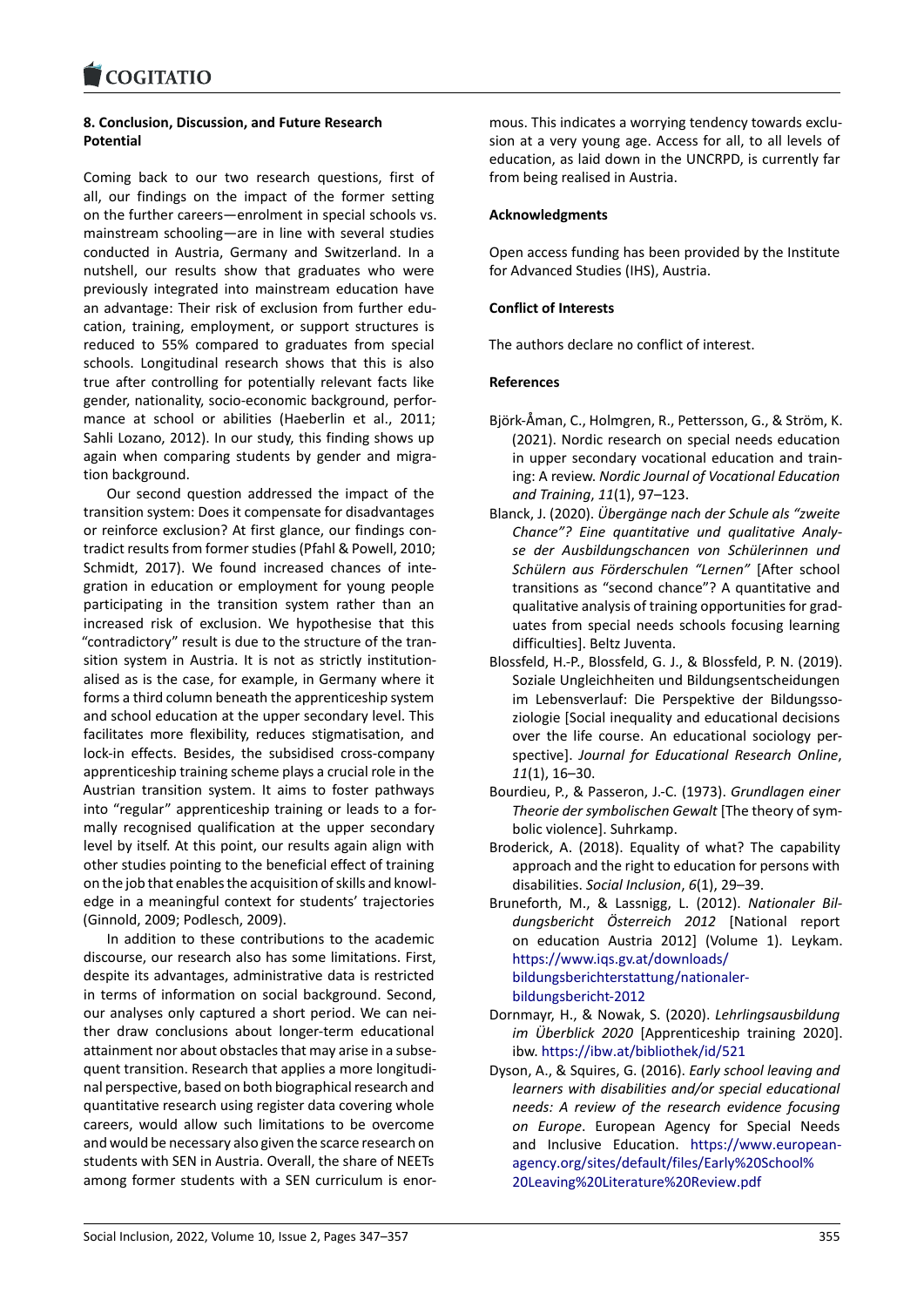## 8. Conclusion, Discussion, and Future Research Potential

Coming back to our two research questions, first of all, our findings on the impact of the former setting on the further careers—enrolment in special schools vs. mainstream schooling—are in line with several studies conducted in Austria, Germany and Switzerland. In a nutshell, our results show that graduates who were previously integrated into mainstream education have an advantage: Their risk of exclusion from further education, training, employment, or support structures is reduced to 55% compared to graduates from special schools. Longitudinal research shows that this is also true after controlling for potentially relevant facts like gender, nationality, socio-economic background, performance at school or abilities (Haeberlin et al., 2011; Sahli Lozano, 2012). In our study, this finding shows up again when comparing students by gender and migration background.

Our second question addressed the impact of the transition system: Does it compensate for disadvantages or reinforce exclusion? At first glance, our findings contradict results from former studies (Pfahl & Powell, 2010; Schmidt, 2017). We found increased chances of integration in education or employment for young people participating in the transition system rather than an increased risk of exclusion. We hypothesise that this "contradictory" result is due to the structure of the transition system in Austria. It is not as strictly institutionalised as is the case, for example, in Germany where it forms a third column beneath the apprenticeship system and school education at the upper secondary level. This facilitates more flexibility, reduces stigmatisation, and lock-in effects. Besides, the subsidised cross-company apprenticeship training scheme plays a crucial role in the Austrian transition system. It aims to foster pathways into "regular" apprenticeship training or leads to a formally recognised qualification at the upper secondary level by itself. At this point, our results again align with other studies pointing to the beneficial effect of training on the job that enables the acquisition of skills and knowledge in a meaningful context for students' trajectories (Ginnold, 2009; Podlesch, 2009).

In addition to these contributions to the academic discourse, our research also has some limitations. First, despite its advantages, administrative data is restricted in terms of information on social background. Second, our analyses only captured a short period. We can neither draw conclusions about longer-term educational attainment nor about obstacles that may arise in a subsequent transition. Research that applies a more longitudinal perspective, based on both biographical research and quantitative research using register data covering whole careers, would allow such limitations to be overcome and would be necessary also given the scarce research on students with SEN in Austria. Overall, the share of NEETs among former students with a SEN curriculum is enormous. This indicates a worrying tendency towards exclusion at a very young age. Access for all, to all levels of education, as laid down in the UNCRPD, is currently far from being realised in Austria.

## Acknowledgments

Open access funding has been provided by the Institute for Advanced Studies (IHS), Austria.

## Conflict of Interests

The authors declare no conflict of interest.

## References

Björk-Åman, C., Holmgren, R., Pettersson, G., & Ström, K. (2021). Nordic research on special needs education in upper secondary vocational education and training: A review. *Nordic Journal of Vocational Education and Training*, *11*(1), 97–123.

Blanck, J. (2020). *Übergänge nach der Schule als "zweite Chance"? Eine quantitative und qualitative Analyse der Ausbildungschancen von Schülerinnen und Schülern aus Förderschulen "Lernen"* [After school transitions as "second chance"? A quantitative and qualitative analysis of training opportunities for graduates from special needs schools focusing learning difficulties]. Beltz Juventa.

Blossfeld, H.-P., Blossfeld, G. J., & Blossfeld, P. N. (2019). Soziale Ungleichheiten und Bildungsentscheidungen im Lebensverlauf: Die Perspektive der Bildungssoziologie [Social inequality and educational decisions over the life course. An educational sociology perspective]. *Journal for Educational Research Online*, *11*(1), 16–30.

Bourdieu, P., & Passeron, J.-C. (1973). *Grundlagen einer Theorie der symbolischen Gewalt* [The theory of symbolic violence]. Suhrkamp.

Broderick, A. (2018). Equality of what? The capability approach and the right to education for persons with disabilities. *Social Inclusion*, *6*(1), 29–39.

Bruneforth, M., & Lassnigg, L. (2012). *Nationaler Bildungsbericht Österreich 2012* [National report on education Austria 2012] (Volume 1). Leykam. https://www.iqs.gv.at/downloads/bildungsberichterstattung/nationaler-bildungsbericht-2012

Dornmayr, H., & Nowak, S. (2020). *Lehrlingsausbildung im Überblick 2020* [Apprenticeship training 2020]. ibw. https://ibw.at/bibliothek/id/521

Dyson, A., & Squires, G. (2016). *Early school leaving and learners with disabilities and/or special educational needs: A review of the research evidence focusing on Europe*. European Agency for Special Needs and Inclusive Education. https://www.european-agency.org/sites/default/files/Early%20School%20Leaving%20Literature%20Review.pdf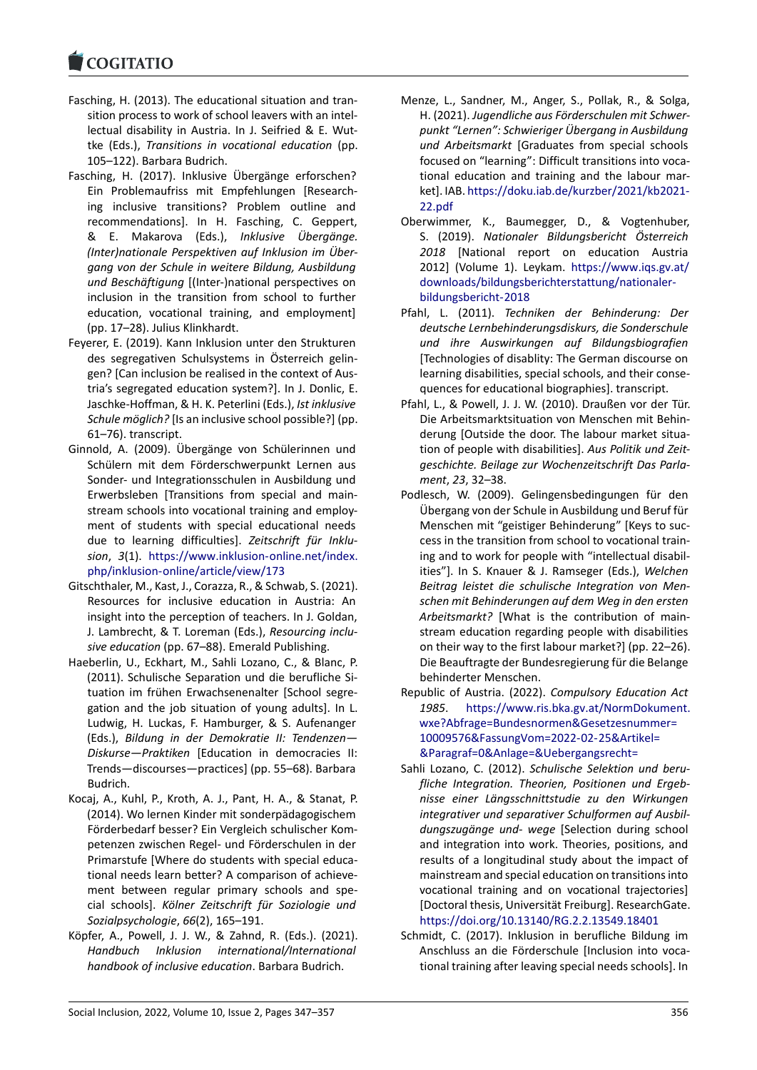Fasching, H. (2013). The educational situation and transition process to work of school leavers with an intellectual disability in Austria. In J. Seifried & E. Wuttke (Eds.), *Transitions in vocational education* (pp. 105–122). Barbara Budrich.

Fasching, H. (2017). Inklusive Übergänge erforschen? Ein Problemaufriss mit Empfehlungen [Researching inclusive transitions? Problem outline and recommendations]. In H. Fasching, C. Geppert, & E. Makarova (Eds.), *Inklusive Übergänge. (Inter)nationale Perspektiven auf Inklusion im Übergang von der Schule in weitere Bildung, Ausbildung und Beschäftigung* [(Inter-)national perspectives on inclusion in the transition from school to further education, vocational training, and employment] (pp. 17–28). Julius Klinkhardt.

Feyerer, E. (2019). Kann Inklusion unter den Strukturen des segregativen Schulsystems in Österreich gelingen? [Can inclusion be realised in the context of Austria's segregated education system?]. In J. Donlic, E. Jaschke-Hoffman, & H. K. Peterlini (Eds.), *Ist inklusive Schule möglich?* [Is an inclusive school possible?] (pp. 61–76). transcript.

Ginnold, A. (2009). Übergänge von Schülerinnen und Schülern mit dem Förderschwerpunkt Lernen aus Sonder- und Integrationsschulen in Ausbildung und Erwerbsleben [Transitions from special and mainstream schools into vocational training and employment of students with special educational needs due to learning difficulties]. *Zeitschrift für Inklusion*, *3*(1). https://www.inklusion-online.net/index.php/inklusion-online/article/view/173

Gitschthaler, M., Kast, J., Corazza, R., & Schwab, S. (2021). Resources for inclusive education in Austria: An insight into the perception of teachers. In J. Goldan, J. Lambrecht, & T. Loreman (Eds.), *Resourcing inclusive education* (pp. 67–88). Emerald Publishing.

Haeberlin, U., Eckhart, M., Sahli Lozano, C., & Blanc, P. (2011). Schulische Separation und die berufliche Situation im frühen Erwachsenenalter [School segregation and the job situation of young adults]. In L. Ludwig, H. Luckas, F. Hamburger, & S. Aufenanger (Eds.), *Bildung in der Demokratie II: Tendenzen—Diskurse—Praktiken* [Education in democracies II: Trends—discourses—practices] (pp. 55–68). Barbara Budrich.

Kocaj, A., Kuhl, P., Kroth, A. J., Pant, H. A., & Stanat, P. (2014). Wo lernen Kinder mit sonderpädagogischem Förderbedarf besser? Ein Vergleich schulischer Kompetenzen zwischen Regel- und Förderschulen in der Primarstufe [Where do students with special educational needs learn better? A comparison of achievement between regular primary schools and special schools]. *Kölner Zeitschrift für Soziologie und Sozialpsychologie*, *66*(2), 165–191.

Köpfer, A., Powell, J. J. W., & Zahnd, R. (Eds.). (2021). *Handbuch Inklusion international/International handbook of inclusive education*. Barbara Budrich.

Menze, L., Sandner, M., Anger, S., Pollak, R., & Solga, H. (2021). *Jugendliche aus Förderschulen mit Schwerpunkt "Lernen": Schwieriger Übergang in Ausbildung und Arbeitsmarkt* [Graduates from special schools focused on "learning": Difficult transitions into vocational education and training and the labour market]. IAB. https://doku.iab.de/kurzber/2021/kb2021-22.pdf

Oberwimmer, K., Baumegger, D., & Vogtenhuber, S. (2019). *Nationaler Bildungsbericht Österreich 2018* [National report on education Austria 2012] (Volume 1). Leykam. https://www.iqs.gv.at/downloads/bildungsberichterstattung/nationaler-bildungsbericht-2018

Pfahl, L. (2011). *Techniken der Behinderung: Der deutsche Lernbehinderungsdiskurs, die Sonderschule und ihre Auswirkungen auf Bildungsbiografien* [Technologies of disablity: The German discourse on learning disabilities, special schools, and their consequences for educational biographies]. transcript.

Pfahl, L., & Powell, J. J. W. (2010). Draußen vor der Tür. Die Arbeitsmarktsituation von Menschen mit Behinderung [Outside the door. The labour market situation of people with disabilities]. *Aus Politik und Zeitgeschichte. Beilage zur Wochenzeitschrift Das Parlament*, *23*, 32–38.

Podlesch, W. (2009). Gelingensbedingungen für den Übergang von der Schule in Ausbildung und Beruf für Menschen mit "geistiger Behinderung" [Keys to success in the transition from school to vocational training and to work for people with "intellectual disabilities"]. In S. Knauer & J. Ramseger (Eds.), *Welchen Beitrag leistet die schulische Integration von Menschen mit Behinderungen auf dem Weg in den ersten Arbeitsmarkt?* [What is the contribution of mainstream education regarding people with disabilities on their way to the first labour market?] (pp. 22–26). Die Beauftragte der Bundesregierung für die Belange behinderter Menschen.

Republic of Austria. (2022). *Compulsory Education Act 1985*. https://www.ris.bka.gv.at/NormDokument.wxe?Abfrage=Bundesnormen&Gesetzesnummer=10009576&FassungVom=2022-02-25&Artikel=&Paragraf=0&Anlage=&Uebergangsrecht=

Sahli Lozano, C. (2012). *Schulische Selektion und berufliche Integration. Theorien, Positionen und Ergebnisse einer Längsschnittstudie zu den Wirkungen integrativer und separativer Schulformen auf Ausbildungszugänge und- wege* [Selection during school and integration into work. Theories, positions, and results of a longitudinal study about the impact of mainstream and special education on transitions into vocational training and on vocational trajectories] [Doctoral thesis, Universität Freiburg]. ResearchGate. https://doi.org/10.13140/RG.2.2.13549.18401

Schmidt, C. (2017). Inklusion in berufliche Bildung im Anschluss an die Förderschule [Inclusion into vocational training after leaving special needs schools]. In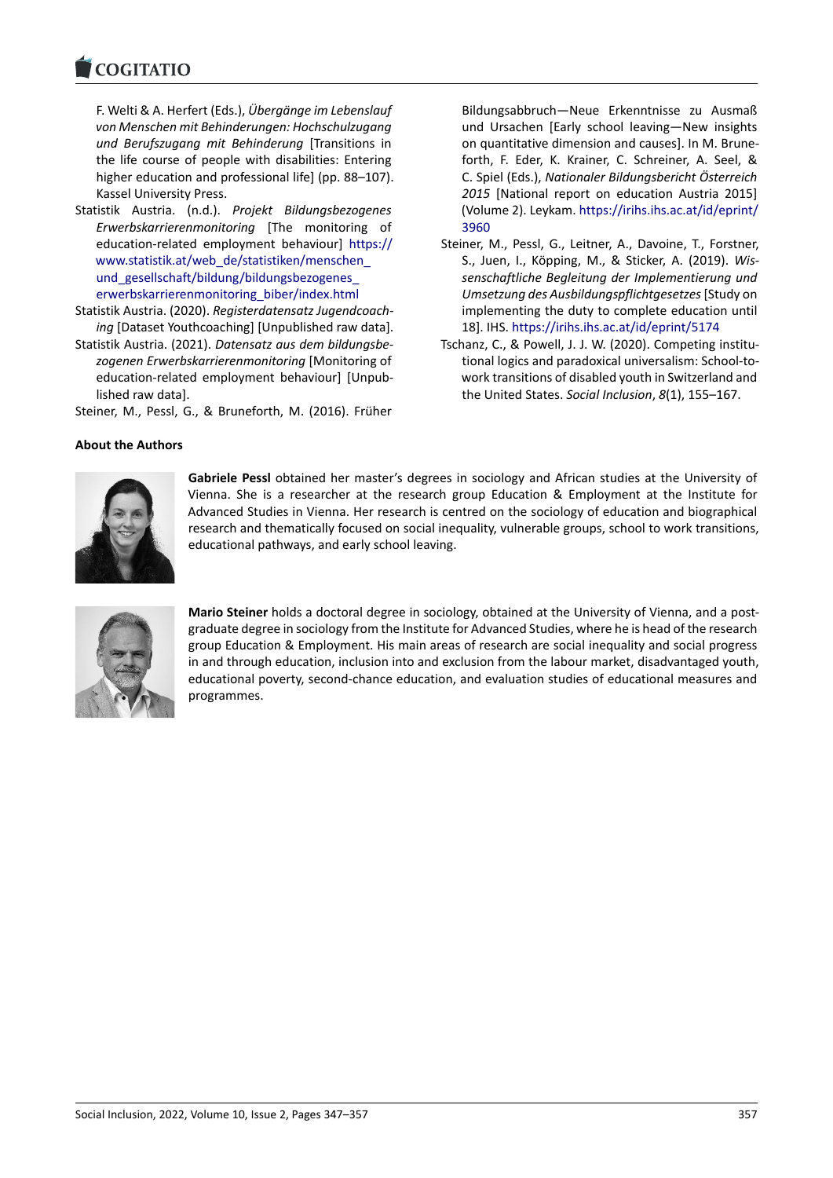F. Welti & A. Herfert (Eds.), *Übergänge im Lebenslauf von Menschen mit Behinderungen: Hochschulzugang und Berufszugang mit Behinderung* [Transitions in the life course of people with disabilities: Entering higher education and professional life] (pp. 88–107). Kassel University Press.

Statistik Austria. (n.d.). *Projekt Bildungsbezogenes Erwerbskarrierenmonitoring* [The monitoring of education-related employment behaviour] https://www.statistik.at/web_de/statistiken/menschen_und_gesellschaft/bildung/bildungsbezogenes_erwerbskarrierenmonitoring_biber/index.html

Statistik Austria. (2020). *Registerdatensatz Jugendcoaching* [Dataset Youthcoaching] [Unpublished raw data].

Statistik Austria. (2021). *Datensatz aus dem bildungsbezogenen Erwerbskarrierenmonitoring* [Monitoring of education-related employment behaviour] [Unpublished raw data].

Steiner, M., Pessl, G., & Bruneforth, M. (2016). Früher Bildungsabbruch—Neue Erkenntnisse zu Ausmaß und Ursachen [Early school leaving—New insights on quantitative dimension and causes]. In M. Bruneforth, F. Eder, K. Krainer, C. Schreiner, A. Seel, & C. Spiel (Eds.), *Nationaler Bildungsbericht Österreich 2015* [National report on education Austria 2015] (Volume 2). Leykam. https://irihs.ihs.ac.at/id/eprint/3960

Steiner, M., Pessl, G., Leitner, A., Davoine, T., Forstner, S., Juen, I., Köpping, M., & Sticker, A. (2019). *Wissenschaftliche Begleitung der Implementierung und Umsetzung des Ausbildungspflichtgesetzes* [Study on implementing the duty to complete education until 18]. IHS. https://irihs.ihs.ac.at/id/eprint/5174

Tschanz, C., & Powell, J. J. W. (2020). Competing institutional logics and paradoxical universalism: School-to-work transitions of disabled youth in Switzerland and the United States. *Social Inclusion*, *8*(1), 155–167.

**About the Authors**

**Gabriele Pessl** obtained her master's degrees in sociology and African studies at the University of Vienna. She is a researcher at the research group Education & Employment at the Institute for Advanced Studies in Vienna. Her research is centred on the sociology of education and biographical research and thematically focused on social inequality, vulnerable groups, school to work transitions, educational pathways, and early school leaving.

**Mario Steiner** holds a doctoral degree in sociology, obtained at the University of Vienna, and a postgraduate degree in sociology from the Institute for Advanced Studies, where he is head of the research group Education & Employment. His main areas of research are social inequality and social progress in and through education, inclusion into and exclusion from the labour market, disadvantaged youth, educational poverty, second-chance education, and evaluation studies of educational measures and programmes.